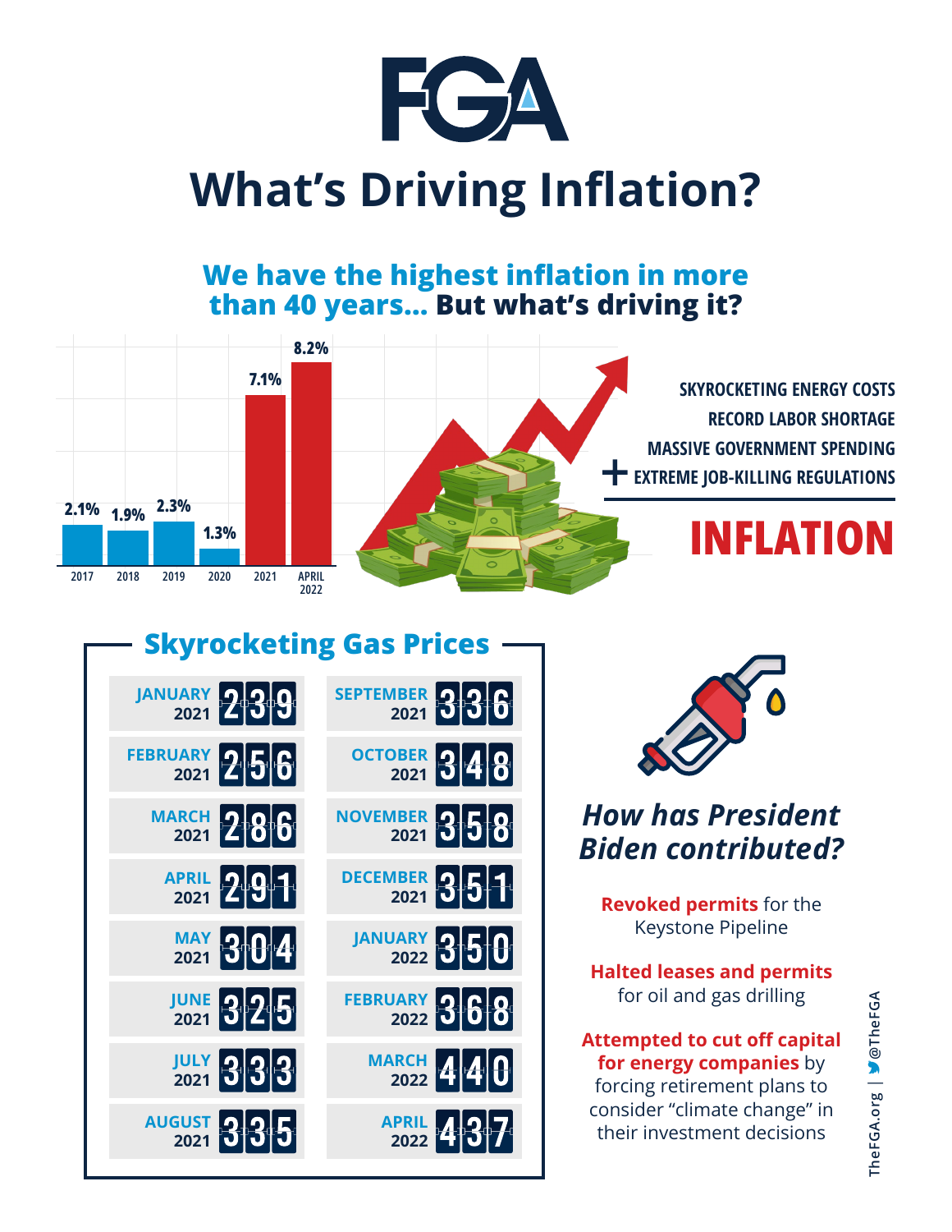# FGA

# What's Driving Inflation?

## We have the highest inflation in more than 40 years... But what's driving it?

| Year | Inflation |
|---|---|
| 2017 | 2.1% |
| 2018 | 1.9% |
| 2019 | 2.3% |
| 2020 | 1.3% |
| 2021 | 7.1% |
| APRIL 2022 | 8.2% |

SKYROCKETING ENERGY COSTS
RECORD LABOR SHORTAGE
MASSIVE GOVERNMENT SPENDING
\+ EXTREME JOB-KILLING REGULATIONS

**INFLATION**

## Skyrocketing Gas Prices

| Month | Price | Month | Price |
|---|---|---|---|
| JANUARY 2021 | 2.39 | SEPTEMBER 2021 | 3.36 |
| FEBRUARY 2021 | 2.56 | OCTOBER 2021 | 3.48 |
| MARCH 2021 | 2.86 | NOVEMBER 2021 | 3.58 |
| APRIL 2021 | 2.91 | DECEMBER 2021 | 3.51 |
| MAY 2021 | 3.04 | JANUARY 2022 | 3.50 |
| JUNE 2021 | 3.25 | FEBRUARY 2022 | 3.68 |
| JULY 2021 | 3.33 | MARCH 2022 | 4.40 |
| AUGUST 2021 | 3.35 | APRIL 2022 | 4.37 |

### *How has President Biden contributed?*

**Revoked permits** for the Keystone Pipeline

**Halted leases and permits** for oil and gas drilling

**Attempted to cut off capital for energy companies** by forcing retirement plans to consider "climate change" in their investment decisions

TheFGA.org | @TheFGA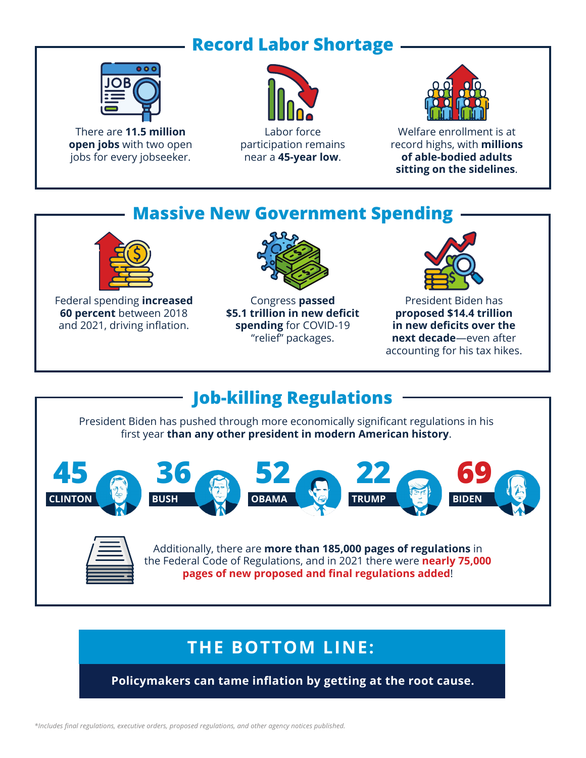## Record Labor Shortage

There are **11.5 million open jobs** with two open jobs for every jobseeker.

Labor force participation remains near a **45-year low**.

Welfare enrollment is at record highs, with **millions of able-bodied adults sitting on the sidelines**.

## Massive New Government Spending

Federal spending **increased 60 percent** between 2018 and 2021, driving inflation.

Congress **passed $5.1 trillion in new deficit spending** for COVID-19 "relief" packages.

President Biden has **proposed $14.4 trillion in new deficits over the next decade**—even after accounting for his tax hikes.

## Job-killing Regulations

President Biden has pushed through more economically significant regulations in his first year **than any other president in modern American history**.

45 CLINTON

36 BUSH

52 OBAMA

22 TRUMP

69 BIDEN

Additionally, there are **more than 185,000 pages of regulations** in the Federal Code of Regulations, and in 2021 there were **nearly 75,000 pages of new proposed and final regulations added**!

## THE BOTTOM LINE:

**Policymakers can tame inflation by getting at the root cause.**

*Includes final regulations, executive orders, proposed regulations, and other agency notices published.*